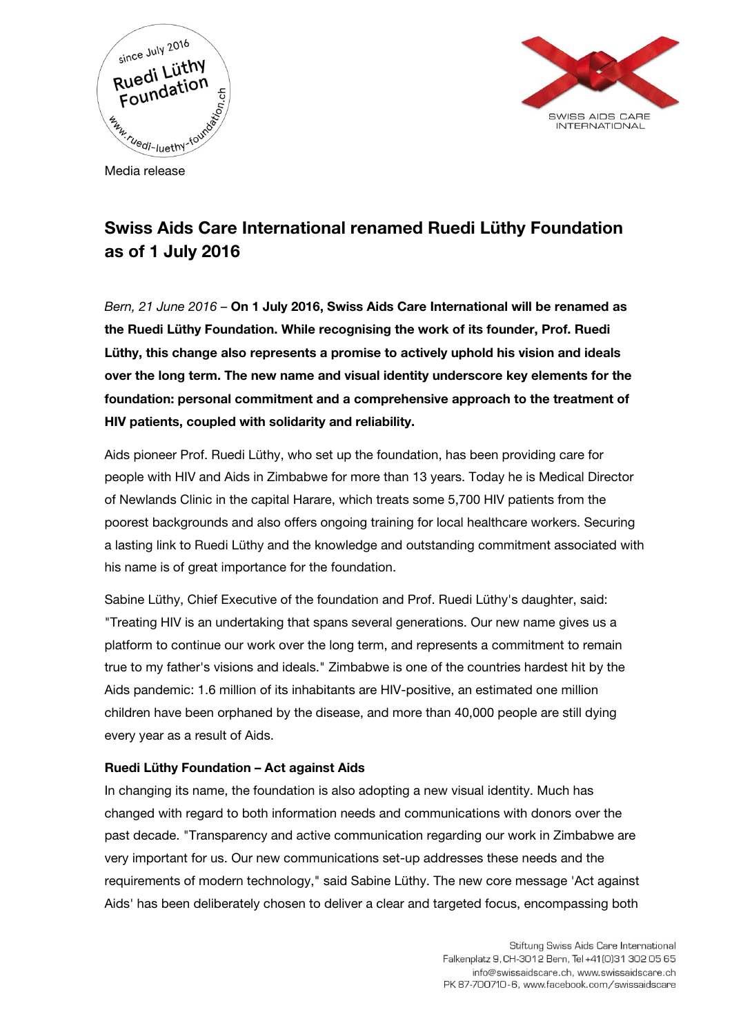Media release

# Swiss Aids Care International renamed Ruedi Lüthy Foundation as of 1 July 2016

*Bern, 21 June 2016* – **On 1 July 2016, Swiss Aids Care International will be renamed as the Ruedi Lüthy Foundation. While recognising the work of its founder, Prof. Ruedi Lüthy, this change also represents a promise to actively uphold his vision and ideals over the long term. The new name and visual identity underscore key elements for the foundation: personal commitment and a comprehensive approach to the treatment of HIV patients, coupled with solidarity and reliability.**

Aids pioneer Prof. Ruedi Lüthy, who set up the foundation, has been providing care for people with HIV and Aids in Zimbabwe for more than 13 years. Today he is Medical Director of Newlands Clinic in the capital Harare, which treats some 5,700 HIV patients from the poorest backgrounds and also offers ongoing training for local healthcare workers. Securing a lasting link to Ruedi Lüthy and the knowledge and outstanding commitment associated with his name is of great importance for the foundation.

Sabine Lüthy, Chief Executive of the foundation and Prof. Ruedi Lüthy's daughter, said: "Treating HIV is an undertaking that spans several generations. Our new name gives us a platform to continue our work over the long term, and represents a commitment to remain true to my father's visions and ideals." Zimbabwe is one of the countries hardest hit by the Aids pandemic: 1.6 million of its inhabitants are HIV-positive, an estimated one million children have been orphaned by the disease, and more than 40,000 people are still dying every year as a result of Aids.

### Ruedi Lüthy Foundation – Act against Aids

In changing its name, the foundation is also adopting a new visual identity. Much has changed with regard to both information needs and communications with donors over the past decade. "Transparency and active communication regarding our work in Zimbabwe are very important for us. Our new communications set-up addresses these needs and the requirements of modern technology," said Sabine Lüthy. The new core message 'Act against Aids' has been deliberately chosen to deliver a clear and targeted focus, encompassing both

Stiftung Swiss Aids Care International
Falkenplatz 9, CH-3012 Bern, Tel +41(0)31 302 05 65
info@swissaidscare.ch, www.swissaidscare.ch
PK 87-700710-6, www.facebook.com/swissaidscare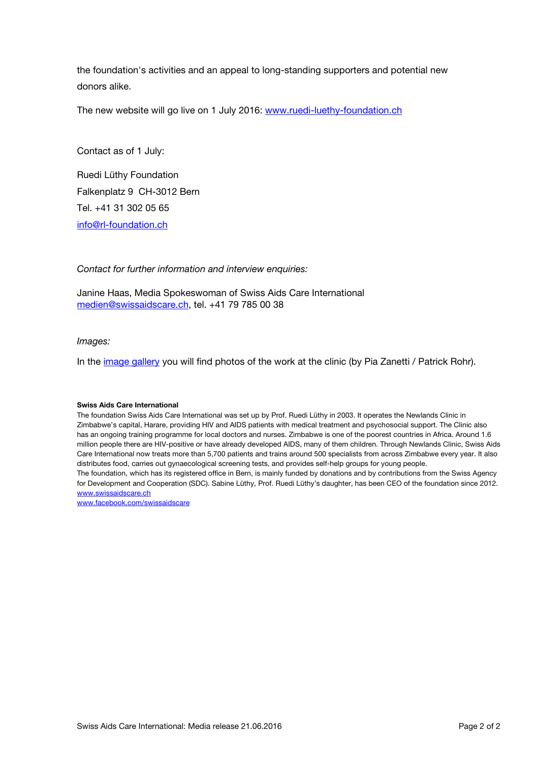the foundation's activities and an appeal to long-standing supporters and potential new donors alike.

The new website will go live on 1 July 2016: [www.ruedi-luethy-foundation.ch](www.ruedi-luethy-foundation.ch)

Contact as of 1 July:

Ruedi Lüthy Foundation
Falkenplatz 9  CH-3012 Bern
Tel. +41 31 302 05 65
info@rl-foundation.ch

*Contact for further information and interview enquiries:*

Janine Haas, Media Spokeswoman of Swiss Aids Care International
medien@swissaidscare.ch, tel. +41 79 785 00 38

*Images:*

In the image gallery you will find photos of the work at the clinic (by Pia Zanetti / Patrick Rohr).

**Swiss Aids Care International**
The foundation Swiss Aids Care International was set up by Prof. Ruedi Lüthy in 2003. It operates the Newlands Clinic in Zimbabwe's capital, Harare, providing HIV and AIDS patients with medical treatment and psychosocial support. The Clinic also has an ongoing training programme for local doctors and nurses. Zimbabwe is one of the poorest countries in Africa. Around 1.6 million people there are HIV-positive or have already developed AIDS, many of them children. Through Newlands Clinic, Swiss Aids Care International now treats more than 5,700 patients and trains around 500 specialists from across Zimbabwe every year. It also distributes food, carries out gynaecological screening tests, and provides self-help groups for young people.
The foundation, which has its registered office in Bern, is mainly funded by donations and by contributions from the Swiss Agency for Development and Cooperation (SDC). Sabine Lüthy, Prof. Ruedi Lüthy's daughter, has been CEO of the foundation since 2012.
www.swissaidscare.ch
www.facebook.com/swissaidscare